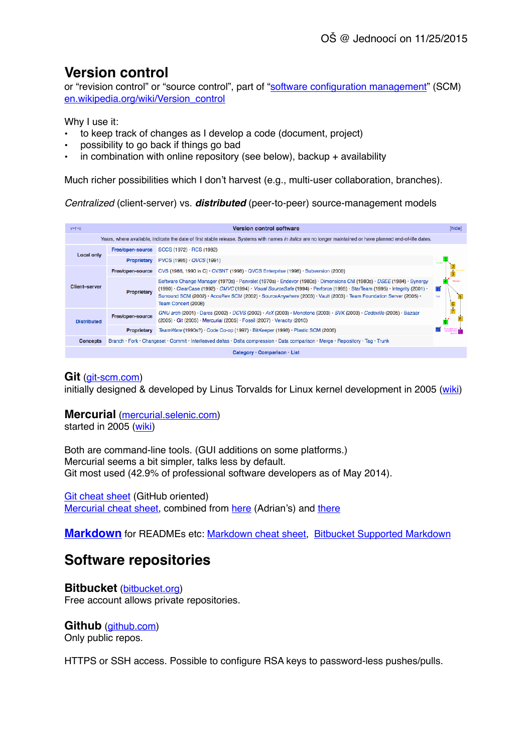OŠ @ Jednoocí on 11/25/2015

# Version control

or "revision control" or "source control", part of "software configuration management" (SCM)
en.wikipedia.org/wiki/Version_control

Why I use it:

- to keep track of changes as I develop a code (document, project)
- possibility to go back if things go bad
- in combination with online repository (see below), backup + availability

Much richer possibilities which I don't harvest (e.g., multi-user collaboration, branches).

*Centralized* (client-server) vs. ***distributed*** (peer-to-peer) source-management models

| Version control software | | |
|---|---|---|
| Years, where available, indicate the date of first stable release. Systems with names *in italics* are no longer maintained or have planned end-of-life dates. | | |
| Local only | Free/open-source | SCCS (1972) · RCS (1982) |
| | Proprietary | PVCS (1985) · *QVCS* (1991) |
| Client–server | Free/open-source | CVS (1986, 1990 in C) · CVSNT (1998) · QVCS Enterprise (1998) · Subversion (2000) |
| | Proprietary | Software Change Manager (1970s) · Panvalet (1970s) · Endevor (1980s) · Dimensions CM (1980s) · *DSEE* (1984) · Synergy (1990) · ClearCase (1992) · *CMVC* (1994) · *Visual SourceSafe* (1994) · Perforce (1995) · StarTeam (1995) · Integrity (2001) · Surround SCM (2002) · AccuRev SCM (2002) · SourceAnywhere (2003) · Vault (2003) · Team Foundation Server (2005) · Team Concert (2008) |
| Distributed | Free/open-source | *GNU arch* (2001) · Darcs (2002) · *DCVS* (2002) · *ArX* (2003) · Monotone (2003) · *SVK* (2003) · *Codeville* (2005) · Bazaar (2005) · Git (2005) · Mercurial (2005) · Fossil (2007) · Veracity (2010) |
| | Proprietary | *TeamWare* (1990s?) · Code Co-op (1997) · BitKeeper (1998) · Plastic SCM (2006) |
| Concepts | | Branch · Fork · Changeset · Commit · Interleaved deltas · Delta compression · Data comparison · Merge · Repository · Tag · Trunk |
| Category · Comparison · List | | |

**Git** (git-scm.com)
initially designed & developed by Linus Torvalds for Linux kernel development in 2005 (wiki)

**Mercurial** (mercurial.selenic.com)
started in 2005 (wiki)

Both are command-line tools. (GUI additions on some platforms.)
Mercurial seems a bit simpler, talks less by default.
Git most used (42.9% of professional software developers as of May 2014).

Git cheat sheet (GitHub oriented)
Mercurial cheat sheet, combined from here (Adrian's) and there

**Markdown** for READMEs etc: Markdown cheat sheet, Bitbucket Supported Markdown

# Software repositories

**Bitbucket** (bitbucket.org)
Free account allows private repositories.

**Github** (github.com)
Only public repos.

HTTPS or SSH access. Possible to configure RSA keys to password-less pushes/pulls.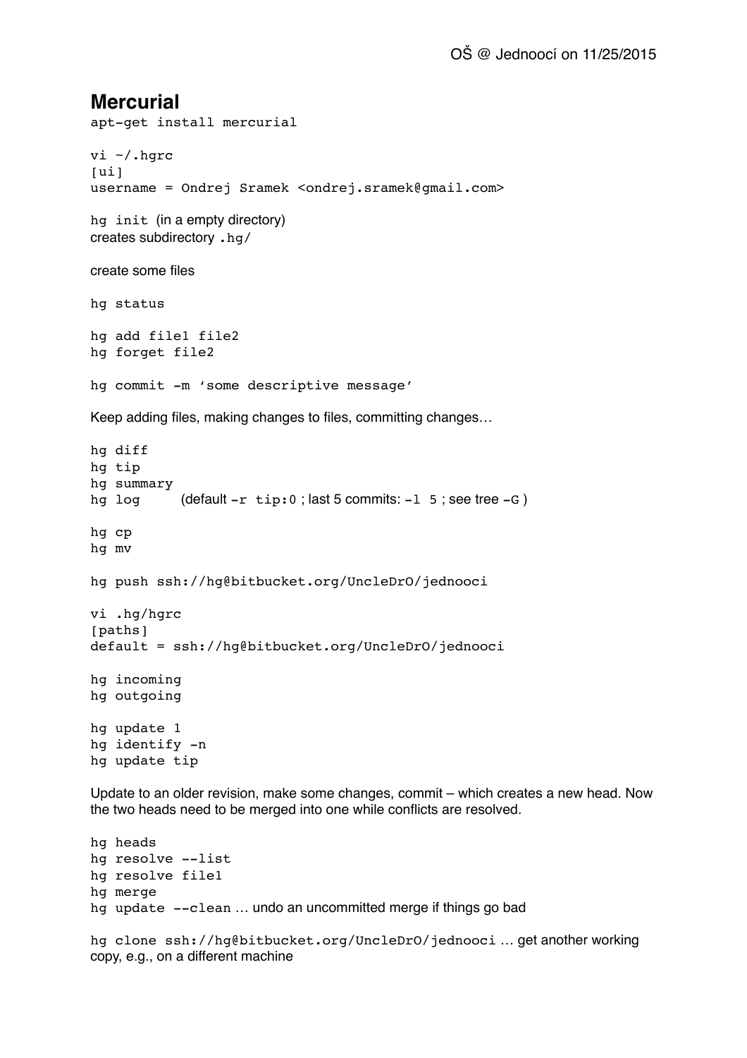# Mercurial

```
apt-get install mercurial
```

```
vi ~/.hgrc
[ui]
username = Ondrej Sramek <ondrej.sramek@gmail.com>
```

`hg init` (in a empty directory)
creates subdirectory `.hg/`

create some files

```
hg status
```

```
hg add file1 file2
hg forget file2
```

```
hg commit -m 'some descriptive message'
```

Keep adding files, making changes to files, committing changes…

```
hg diff
hg tip
hg summary
```

`hg log` (default `-r tip:0` ; last 5 commits: `-l 5` ; see tree `-G` )

```
hg cp
hg mv
```

```
hg push ssh://hg@bitbucket.org/UncleDrO/jednooci
```

```
vi .hg/hgrc
[paths]
default = ssh://hg@bitbucket.org/UncleDrO/jednooci
```

```
hg incoming
hg outgoing
```

```
hg update 1
hg identify -n
hg update tip
```

Update to an older revision, make some changes, commit – which creates a new head. Now the two heads need to be merged into one while conflicts are resolved.

```
hg heads
hg resolve --list
hg resolve file1
hg merge
```

`hg update --clean` … undo an uncommitted merge if things go bad

`hg clone ssh://hg@bitbucket.org/UncleDrO/jednooci` … get another working copy, e.g., on a different machine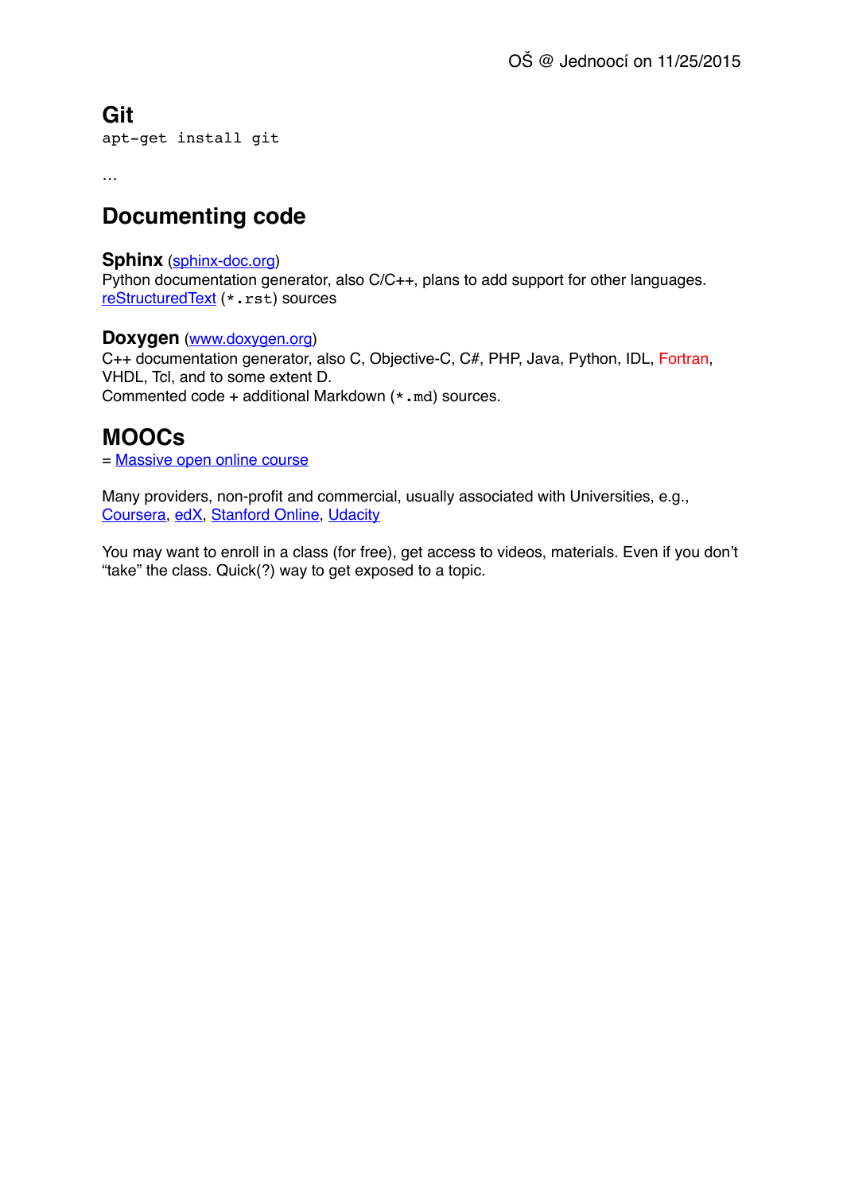OŠ @ Jednoocí on 11/25/2015

## Git

```
apt-get install git
```

…

## Documenting code

### Sphinx (sphinx-doc.org)

Python documentation generator, also C/C++, plans to add support for other languages.
reStructuredText (`*.rst`) sources

### Doxygen (www.doxygen.org)

C++ documentation generator, also C, Objective-C, C#, PHP, Java, Python, IDL, Fortran, VHDL, Tcl, and to some extent D.
Commented code + additional Markdown (`*.md`) sources.

## MOOCs

= Massive open online course

Many providers, non-profit and commercial, usually associated with Universities, e.g., Coursera, edX, Stanford Online, Udacity

You may want to enroll in a class (for free), get access to videos, materials. Even if you don't "take" the class. Quick(?) way to get exposed to a topic.